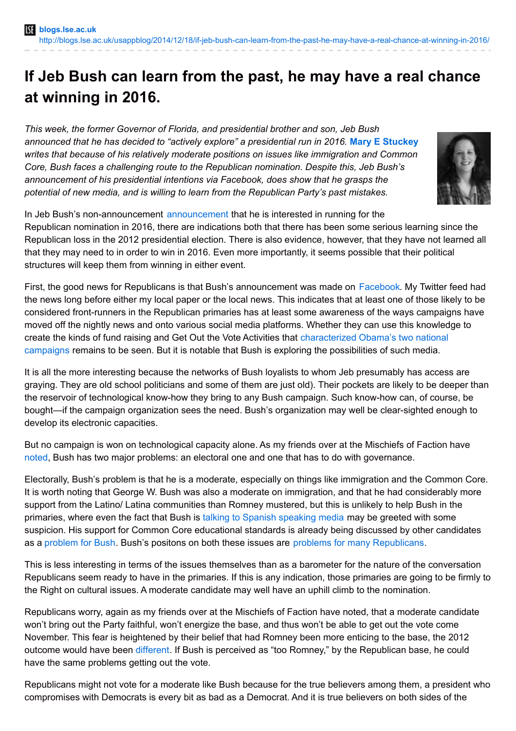blogs.lse.ac.uk
http://blogs.lse.ac.uk/usappblog/2014/12/18/if-jeb-bush-can-learn-from-the-past-he-may-have-a-real-chance-at-winning-in-2016/

# If Jeb Bush can learn from the past, he may have a real chance at winning in 2016.

*This week, the former Governor of Florida, and presidential brother and son, Jeb Bush announced that he has decided to "actively explore" a presidential run in 2016.* **Mary E Stuckey** *writes that because of his relatively moderate positions on issues like immigration and Common Core, Bush faces a challenging route to the Republican nomination. Despite this, Jeb Bush's announcement of his presidential intentions via Facebook, does show that he grasps the potential of new media, and is willing to learn from the Republican Party's past mistakes.*

In Jeb Bush's non-announcement announcement that he is interested in running for the Republican nomination in 2016, there are indications both that there has been some serious learning since the Republican loss in the 2012 presidential election. There is also evidence, however, that they have not learned all that they may need to in order to win in 2016. Even more importantly, it seems possible that their political structures will keep them from winning in either event.

First, the good news for Republicans is that Bush's announcement was made on Facebook. My Twitter feed had the news long before either my local paper or the local news. This indicates that at least one of those likely to be considered front-runners in the Republican primaries has at least some awareness of the ways campaigns have moved off the nightly news and onto various social media platforms. Whether they can use this knowledge to create the kinds of fund raising and Get Out the Vote Activities that characterized Obama's two national campaigns remains to be seen. But it is notable that Bush is exploring the possibilities of such media.

It is all the more interesting because the networks of Bush loyalists to whom Jeb presumably has access are graying. They are old school politicians and some of them are just old). Their pockets are likely to be deeper than the reservoir of technological know-how they bring to any Bush campaign. Such know-how can, of course, be bought—if the campaign organization sees the need. Bush's organization may well be clear-sighted enough to develop its electronic capacities.

But no campaign is won on technological capacity alone. As my friends over at the Mischiefs of Faction have noted, Bush has two major problems: an electoral one and one that has to do with governance.

Electorally, Bush's problem is that he is a moderate, especially on things like immigration and the Common Core. It is worth noting that George W. Bush was also a moderate on immigration, and that he had considerably more support from the Latino/ Latina communities than Romney mustered, but this is unlikely to help Bush in the primaries, where even the fact that Bush is talking to Spanish speaking media may be greeted with some suspicion. His support for Common Core educational standards is already being discussed by other candidates as a problem for Bush. Bush's positons on both these issues are problems for many Republicans.

This is less interesting in terms of the issues themselves than as a barometer for the nature of the conversation Republicans seem ready to have in the primaries. If this is any indication, those primaries are going to be firmly to the Right on cultural issues. A moderate candidate may well have an uphill climb to the nomination.

Republicans worry, again as my friends over at the Mischiefs of Faction have noted, that a moderate candidate won't bring out the Party faithful, won't energize the base, and thus won't be able to get out the vote come November. This fear is heightened by their belief that had Romney been more enticing to the base, the 2012 outcome would have been different. If Bush is perceived as "too Romney," by the Republican base, he could have the same problems getting out the vote.

Republicans might not vote for a moderate like Bush because for the true believers among them, a president who compromises with Democrats is every bit as bad as a Democrat. And it is true believers on both sides of the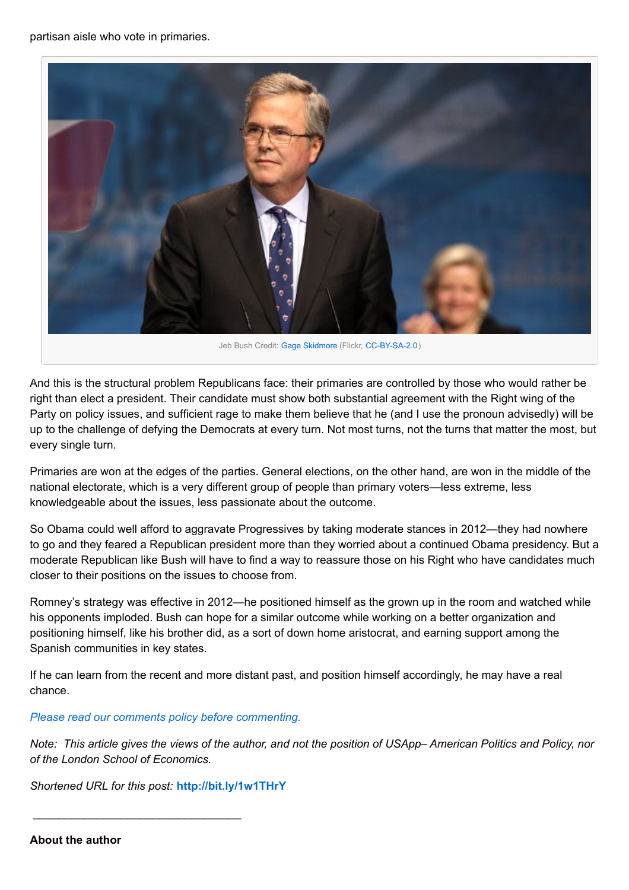partisan aisle who vote in primaries.

Jeb Bush Credit: Gage Skidmore (Flickr, CC-BY-SA-2.0)

And this is the structural problem Republicans face: their primaries are controlled by those who would rather be right than elect a president. Their candidate must show both substantial agreement with the Right wing of the Party on policy issues, and sufficient rage to make them believe that he (and I use the pronoun advisedly) will be up to the challenge of defying the Democrats at every turn. Not most turns, not the turns that matter the most, but every single turn.

Primaries are won at the edges of the parties. General elections, on the other hand, are won in the middle of the national electorate, which is a very different group of people than primary voters—less extreme, less knowledgeable about the issues, less passionate about the outcome.

So Obama could well afford to aggravate Progressives by taking moderate stances in 2012—they had nowhere to go and they feared a Republican president more than they worried about a continued Obama presidency. But a moderate Republican like Bush will have to find a way to reassure those on his Right who have candidates much closer to their positions on the issues to choose from.

Romney's strategy was effective in 2012—he positioned himself as the grown up in the room and watched while his opponents imploded. Bush can hope for a similar outcome while working on a better organization and positioning himself, like his brother did, as a sort of down home aristocrat, and earning support among the Spanish communities in key states.

If he can learn from the recent and more distant past, and position himself accordingly, he may have a real chance.

*Please read our comments policy before commenting.*

*Note: This article gives the views of the author, and not the position of USApp– American Politics and Policy, nor of the London School of Economics.*

*Shortened URL for this post:* **http://bit.ly/1w1THrY**

---

**About the author**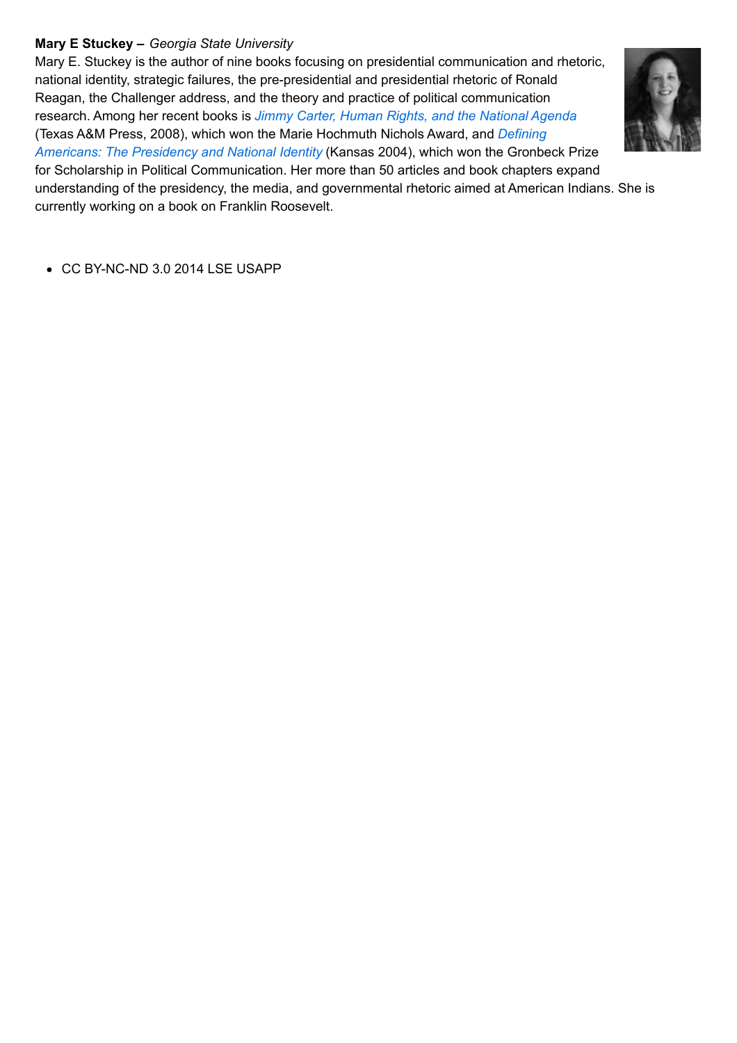**Mary E Stuckey –** *Georgia State University*

Mary E. Stuckey is the author of nine books focusing on presidential communication and rhetoric, national identity, strategic failures, the pre-presidential and presidential rhetoric of Ronald Reagan, the Challenger address, and the theory and practice of political communication research. Among her recent books is *Jimmy Carter, Human Rights, and the National Agenda* (Texas A&M Press, 2008), which won the Marie Hochmuth Nichols Award, and *Defining Americans: The Presidency and National Identity* (Kansas 2004), which won the Gronbeck Prize for Scholarship in Political Communication. Her more than 50 articles and book chapters expand understanding of the presidency, the media, and governmental rhetoric aimed at American Indians. She is currently working on a book on Franklin Roosevelt.

- CC BY-NC-ND 3.0 2014 LSE USAPP